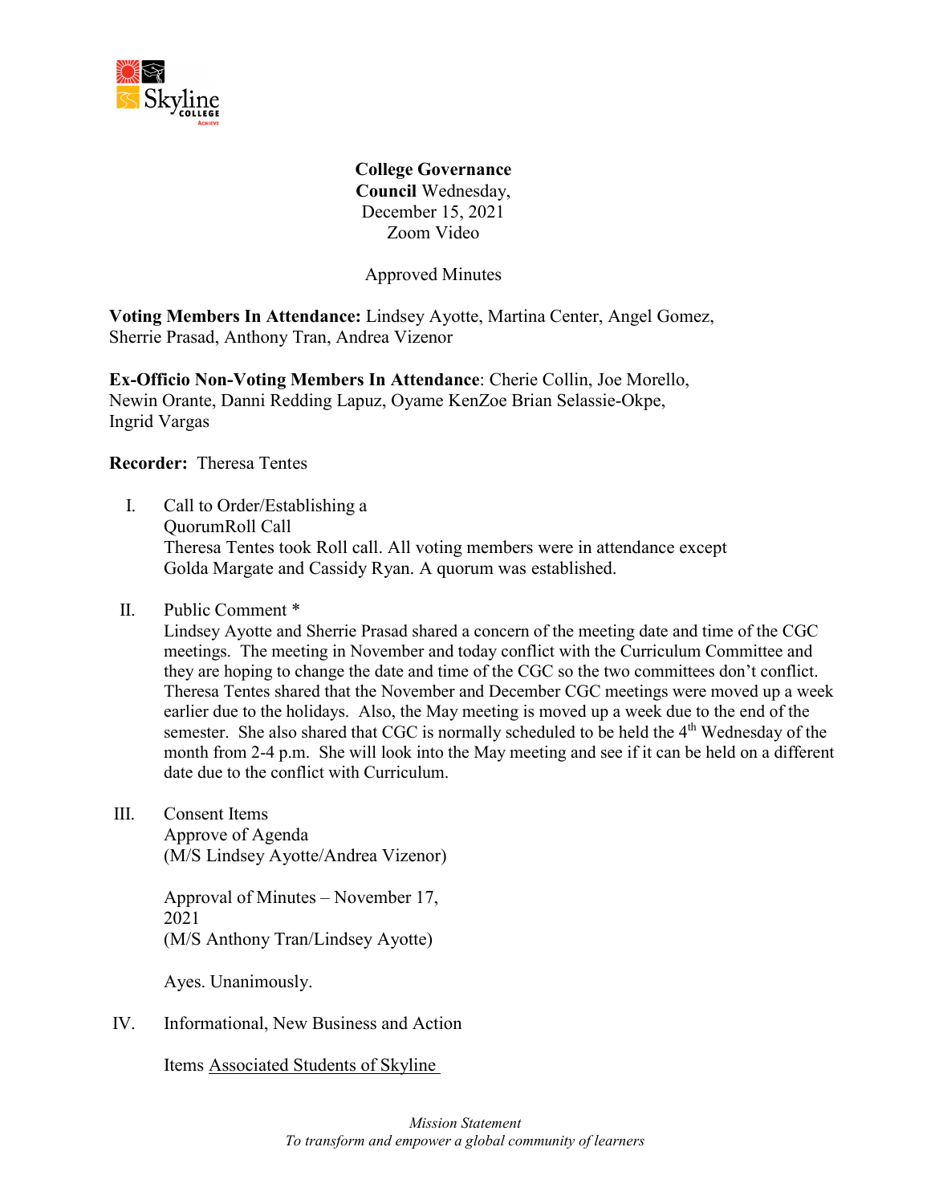**College Governance Council** Wednesday, December 15, 2021
Zoom Video

Approved Minutes

**Voting Members In Attendance:** Lindsey Ayotte, Martina Center, Angel Gomez, Sherrie Prasad, Anthony Tran, Andrea Vizenor

**Ex-Officio Non-Voting Members In Attendance**: Cherie Collin, Joe Morello, Newin Orante, Danni Redding Lapuz, Oyame KenZoe Brian Selassie-Okpe, Ingrid Vargas

**Recorder:** Theresa Tentes

I. Call to Order/Establishing a QuorumRoll Call
Theresa Tentes took Roll call. All voting members were in attendance except Golda Margate and Cassidy Ryan. A quorum was established.

II. Public Comment *
Lindsey Ayotte and Sherrie Prasad shared a concern of the meeting date and time of the CGC meetings. The meeting in November and today conflict with the Curriculum Committee and they are hoping to change the date and time of the CGC so the two committees don't conflict. Theresa Tentes shared that the November and December CGC meetings were moved up a week earlier due to the holidays. Also, the May meeting is moved up a week due to the end of the semester. She also shared that CGC is normally scheduled to be held the 4th Wednesday of the month from 2-4 p.m. She will look into the May meeting and see if it can be held on a different date due to the conflict with Curriculum.

III. Consent Items
Approve of Agenda
(M/S Lindsey Ayotte/Andrea Vizenor)

Approval of Minutes – November 17, 2021
(M/S Anthony Tran/Lindsey Ayotte)

Ayes. Unanimously.

IV. Informational, New Business and Action

Items Associated Students of Skyline

*Mission Statement*
*To transform and empower a global community of learners*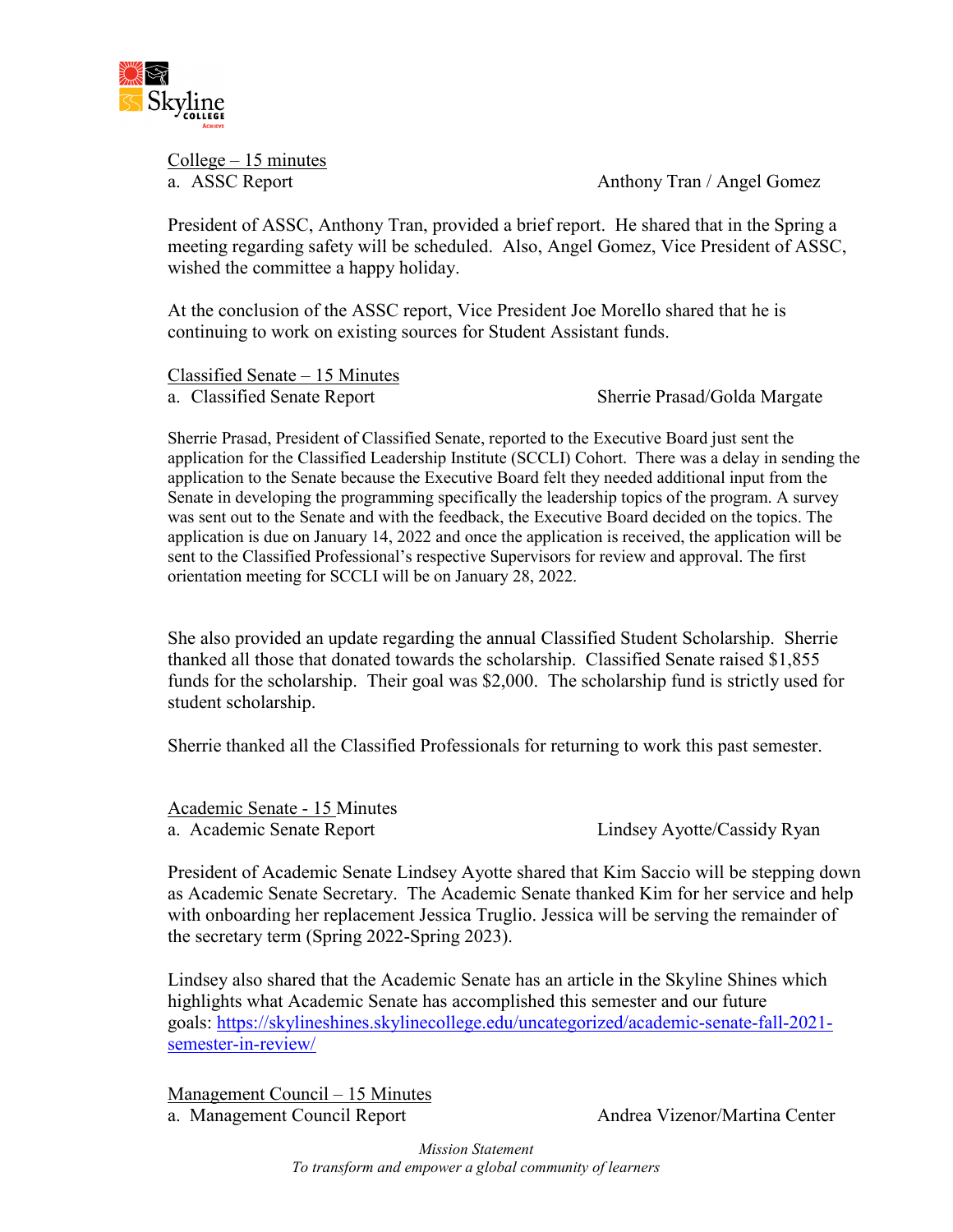College – 15 minutes

a. ASSC Report — Anthony Tran / Angel Gomez

President of ASSC, Anthony Tran, provided a brief report. He shared that in the Spring a meeting regarding safety will be scheduled. Also, Angel Gomez, Vice President of ASSC, wished the committee a happy holiday.

At the conclusion of the ASSC report, Vice President Joe Morello shared that he is continuing to work on existing sources for Student Assistant funds.

Classified Senate – 15 Minutes

a. Classified Senate Report — Sherrie Prasad/Golda Margate

Sherrie Prasad, President of Classified Senate, reported to the Executive Board just sent the application for the Classified Leadership Institute (SCCLI) Cohort. There was a delay in sending the application to the Senate because the Executive Board felt they needed additional input from the Senate in developing the programming specifically the leadership topics of the program. A survey was sent out to the Senate and with the feedback, the Executive Board decided on the topics. The application is due on January 14, 2022 and once the application is received, the application will be sent to the Classified Professional's respective Supervisors for review and approval. The first orientation meeting for SCCLI will be on January 28, 2022.

She also provided an update regarding the annual Classified Student Scholarship. Sherrie thanked all those that donated towards the scholarship. Classified Senate raised $1,855 funds for the scholarship. Their goal was $2,000. The scholarship fund is strictly used for student scholarship.

Sherrie thanked all the Classified Professionals for returning to work this past semester.

Academic Senate - 15 Minutes

a. Academic Senate Report — Lindsey Ayotte/Cassidy Ryan

President of Academic Senate Lindsey Ayotte shared that Kim Saccio will be stepping down as Academic Senate Secretary. The Academic Senate thanked Kim for her service and help with onboarding her replacement Jessica Truglio. Jessica will be serving the remainder of the secretary term (Spring 2022-Spring 2023).

Lindsey also shared that the Academic Senate has an article in the Skyline Shines which highlights what Academic Senate has accomplished this semester and our future goals: https://skylineshines.skylinecollege.edu/uncategorized/academic-senate-fall-2021-semester-in-review/

Management Council – 15 Minutes

a. Management Council Report — Andrea Vizenor/Martina Center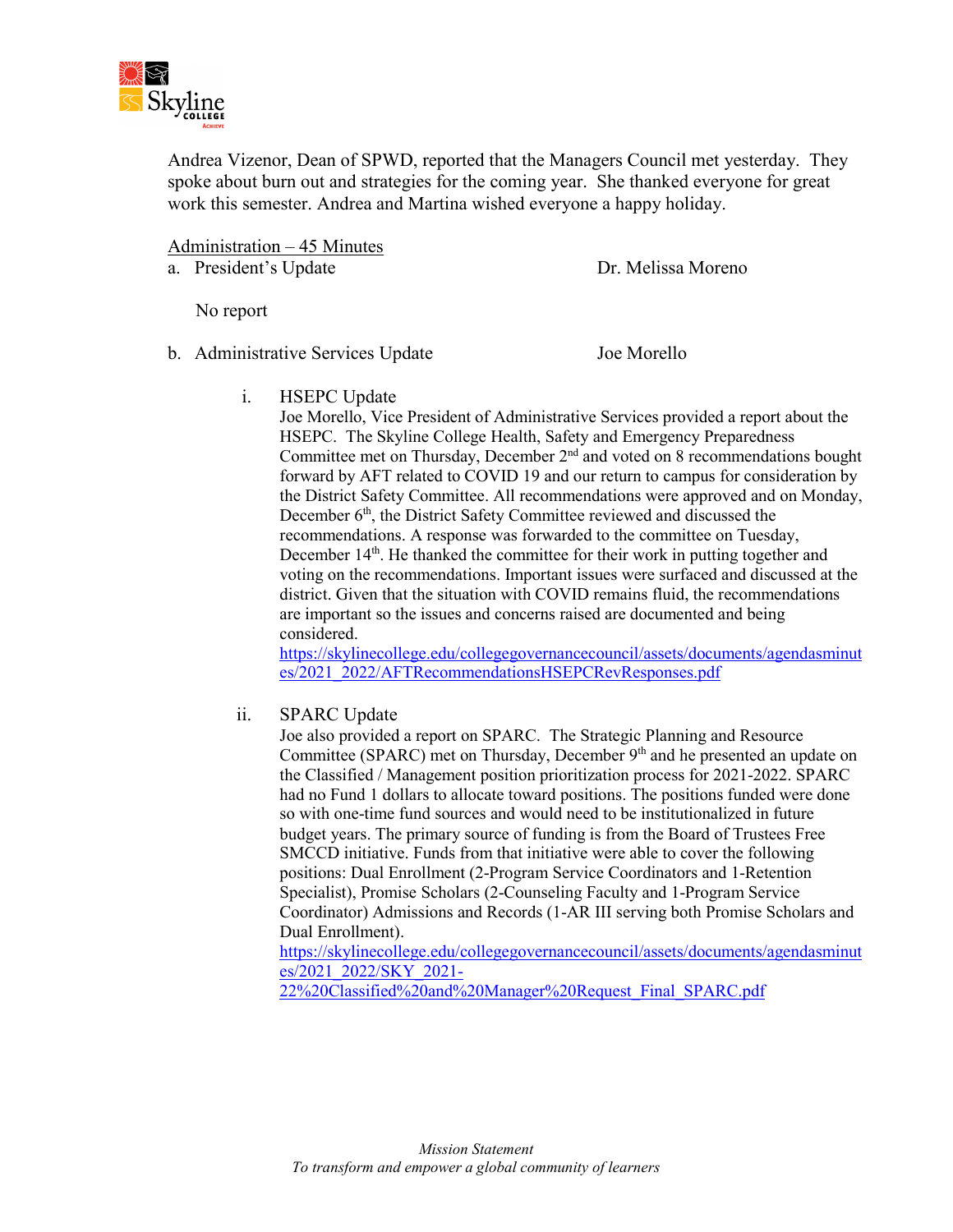Andrea Vizenor, Dean of SPWD, reported that the Managers Council met yesterday. They spoke about burn out and strategies for the coming year. She thanked everyone for great work this semester. Andrea and Martina wished everyone a happy holiday.

<u>Administration – 45 Minutes</u>

a. President's Update — Dr. Melissa Moreno

No report

b. Administrative Services Update — Joe Morello

i. HSEPC Update

Joe Morello, Vice President of Administrative Services provided a report about the HSEPC. The Skyline College Health, Safety and Emergency Preparedness Committee met on Thursday, December 2nd and voted on 8 recommendations bought forward by AFT related to COVID 19 and our return to campus for consideration by the District Safety Committee. All recommendations were approved and on Monday, December 6th, the District Safety Committee reviewed and discussed the recommendations. A response was forwarded to the committee on Tuesday, December 14th. He thanked the committee for their work in putting together and voting on the recommendations. Important issues were surfaced and discussed at the district. Given that the situation with COVID remains fluid, the recommendations are important so the issues and concerns raised are documented and being considered.

https://skylinecollege.edu/collegegovernancecouncil/assets/documents/agendasminutes/2021_2022/AFTRecommendationsHSEPCRevResponses.pdf

ii. SPARC Update

Joe also provided a report on SPARC. The Strategic Planning and Resource Committee (SPARC) met on Thursday, December 9th and he presented an update on the Classified / Management position prioritization process for 2021-2022. SPARC had no Fund 1 dollars to allocate toward positions. The positions funded were done so with one-time fund sources and would need to be institutionalized in future budget years. The primary source of funding is from the Board of Trustees Free SMCCD initiative. Funds from that initiative were able to cover the following positions: Dual Enrollment (2-Program Service Coordinators and 1-Retention Specialist), Promise Scholars (2-Counseling Faculty and 1-Program Service Coordinator) Admissions and Records (1-AR III serving both Promise Scholars and Dual Enrollment).

https://skylinecollege.edu/collegegovernancecouncil/assets/documents/agendasminutes/2021_2022/SKY_2021-22%20Classified%20and%20Manager%20Request_Final_SPARC.pdf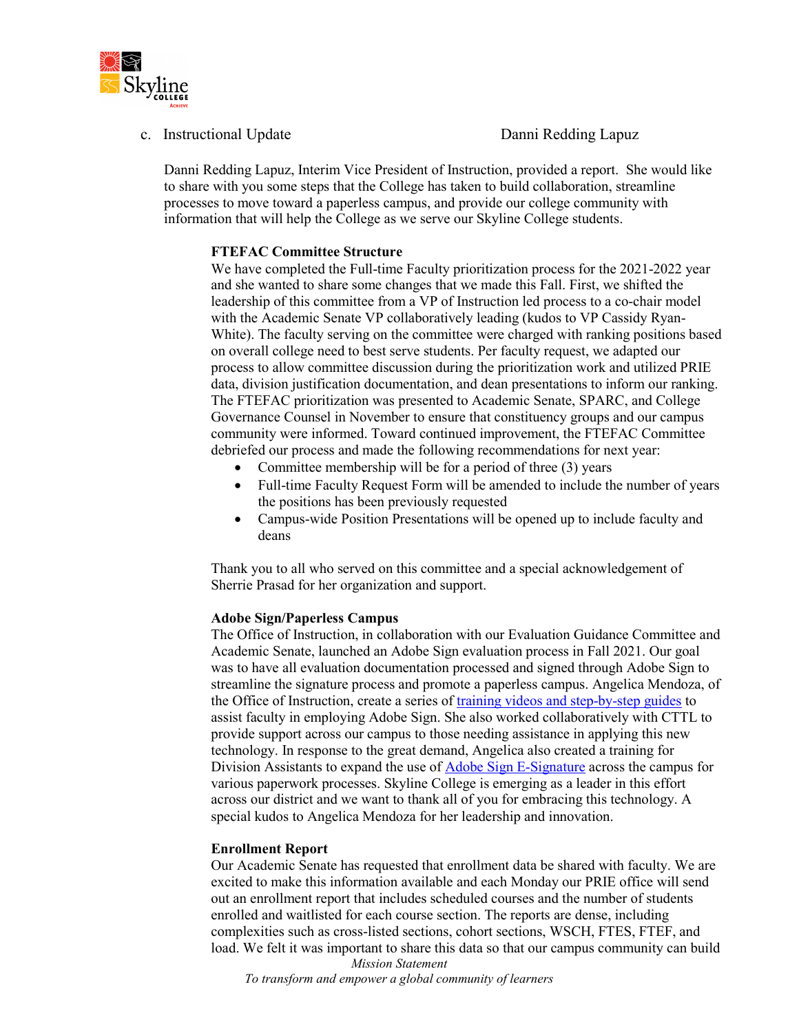c. Instructional Update — Danni Redding Lapuz

Danni Redding Lapuz, Interim Vice President of Instruction, provided a report. She would like to share with you some steps that the College has taken to build collaboration, streamline processes to move toward a paperless campus, and provide our college community with information that will help the College as we serve our Skyline College students.

**FTEFAC Committee Structure**

We have completed the Full-time Faculty prioritization process for the 2021-2022 year and she wanted to share some changes that we made this Fall. First, we shifted the leadership of this committee from a VP of Instruction led process to a co-chair model with the Academic Senate VP collaboratively leading (kudos to VP Cassidy Ryan-White). The faculty serving on the committee were charged with ranking positions based on overall college need to best serve students. Per faculty request, we adapted our process to allow committee discussion during the prioritization work and utilized PRIE data, division justification documentation, and dean presentations to inform our ranking. The FTEFAC prioritization was presented to Academic Senate, SPARC, and College Governance Counsel in November to ensure that constituency groups and our campus community were informed. Toward continued improvement, the FTEFAC Committee debriefed our process and made the following recommendations for next year:

- Committee membership will be for a period of three (3) years
- Full-time Faculty Request Form will be amended to include the number of years the positions has been previously requested
- Campus-wide Position Presentations will be opened up to include faculty and deans

Thank you to all who served on this committee and a special acknowledgement of Sherrie Prasad for her organization and support.

**Adobe Sign/Paperless Campus**

The Office of Instruction, in collaboration with our Evaluation Guidance Committee and Academic Senate, launched an Adobe Sign evaluation process in Fall 2021. Our goal was to have all evaluation documentation processed and signed through Adobe Sign to streamline the signature process and promote a paperless campus. Angelica Mendoza, of the Office of Instruction, create a series of training videos and step-by-step guides to assist faculty in employing Adobe Sign. She also worked collaboratively with CTTL to provide support across our campus to those needing assistance in applying this new technology. In response to the great demand, Angelica also created a training for Division Assistants to expand the use of Adobe Sign E-Signature across the campus for various paperwork processes. Skyline College is emerging as a leader in this effort across our district and we want to thank all of you for embracing this technology. A special kudos to Angelica Mendoza for her leadership and innovation.

**Enrollment Report**

Our Academic Senate has requested that enrollment data be shared with faculty. We are excited to make this information available and each Monday our PRIE office will send out an enrollment report that includes scheduled courses and the number of students enrolled and waitlisted for each course section. The reports are dense, including complexities such as cross-listed sections, cohort sections, WSCH, FTES, FTEF, and load. We felt it was important to share this data so that our campus community can build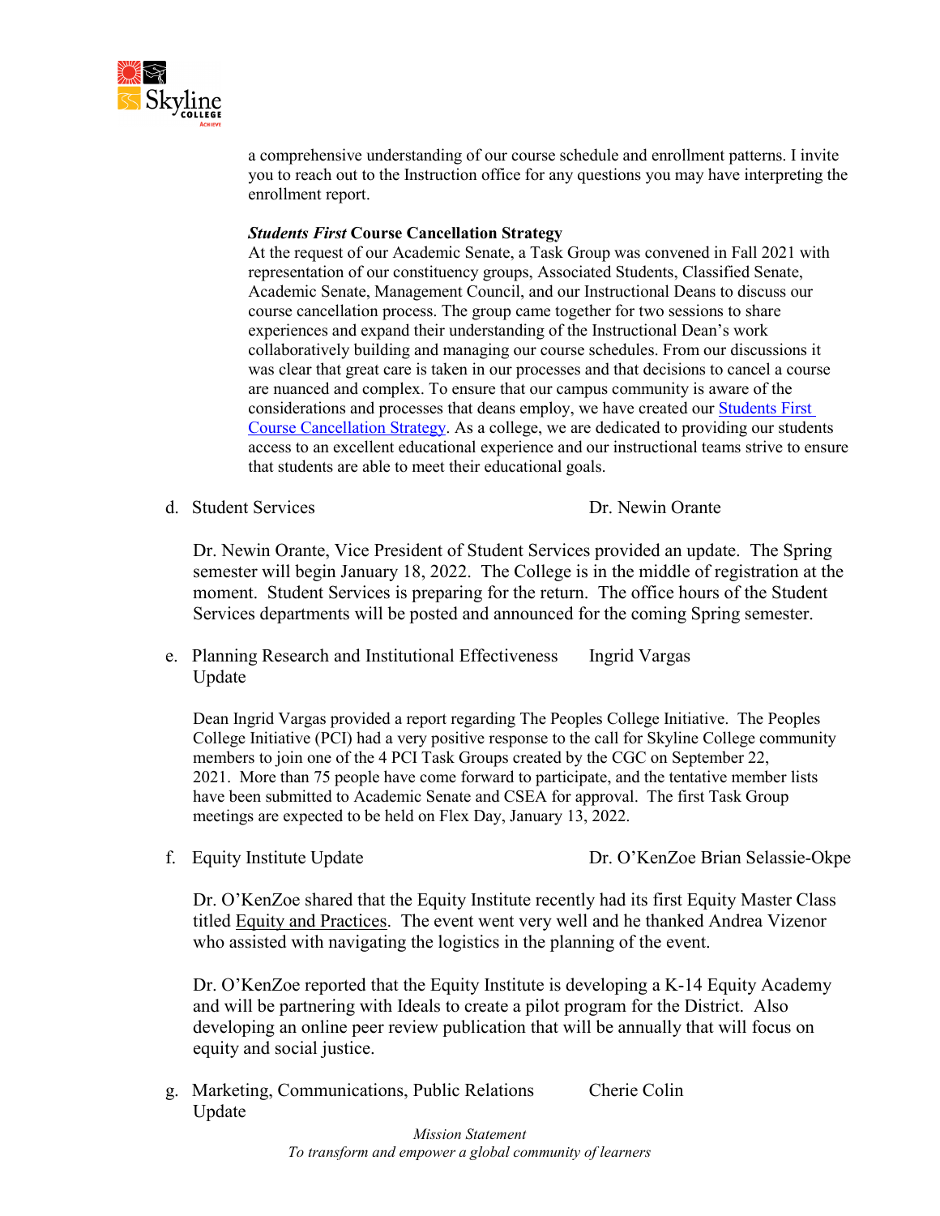a comprehensive understanding of our course schedule and enrollment patterns. I invite you to reach out to the Instruction office for any questions you may have interpreting the enrollment report.

***Students First* Course Cancellation Strategy**

At the request of our Academic Senate, a Task Group was convened in Fall 2021 with representation of our constituency groups, Associated Students, Classified Senate, Academic Senate, Management Council, and our Instructional Deans to discuss our course cancellation process. The group came together for two sessions to share experiences and expand their understanding of the Instructional Dean's work collaboratively building and managing our course schedules. From our discussions it was clear that great care is taken in our processes and that decisions to cancel a course are nuanced and complex. To ensure that our campus community is aware of the considerations and processes that deans employ, we have created our Students First Course Cancellation Strategy. As a college, we are dedicated to providing our students access to an excellent educational experience and our instructional teams strive to ensure that students are able to meet their educational goals.

d. Student Services — Dr. Newin Orante

Dr. Newin Orante, Vice President of Student Services provided an update. The Spring semester will begin January 18, 2022. The College is in the middle of registration at the moment. Student Services is preparing for the return. The office hours of the Student Services departments will be posted and announced for the coming Spring semester.

e. Planning Research and Institutional Effectiveness Update — Ingrid Vargas

Dean Ingrid Vargas provided a report regarding The Peoples College Initiative. The Peoples College Initiative (PCI) had a very positive response to the call for Skyline College community members to join one of the 4 PCI Task Groups created by the CGC on September 22, 2021. More than 75 people have come forward to participate, and the tentative member lists have been submitted to Academic Senate and CSEA for approval. The first Task Group meetings are expected to be held on Flex Day, January 13, 2022.

f. Equity Institute Update — Dr. O'KenZoe Brian Selassie-Okpe

Dr. O'KenZoe shared that the Equity Institute recently had its first Equity Master Class titled Equity and Practices. The event went very well and he thanked Andrea Vizenor who assisted with navigating the logistics in the planning of the event.

Dr. O'KenZoe reported that the Equity Institute is developing a K-14 Equity Academy and will be partnering with Ideals to create a pilot program for the District. Also developing an online peer review publication that will be annually that will focus on equity and social justice.

g. Marketing, Communications, Public Relations Update — Cherie Colin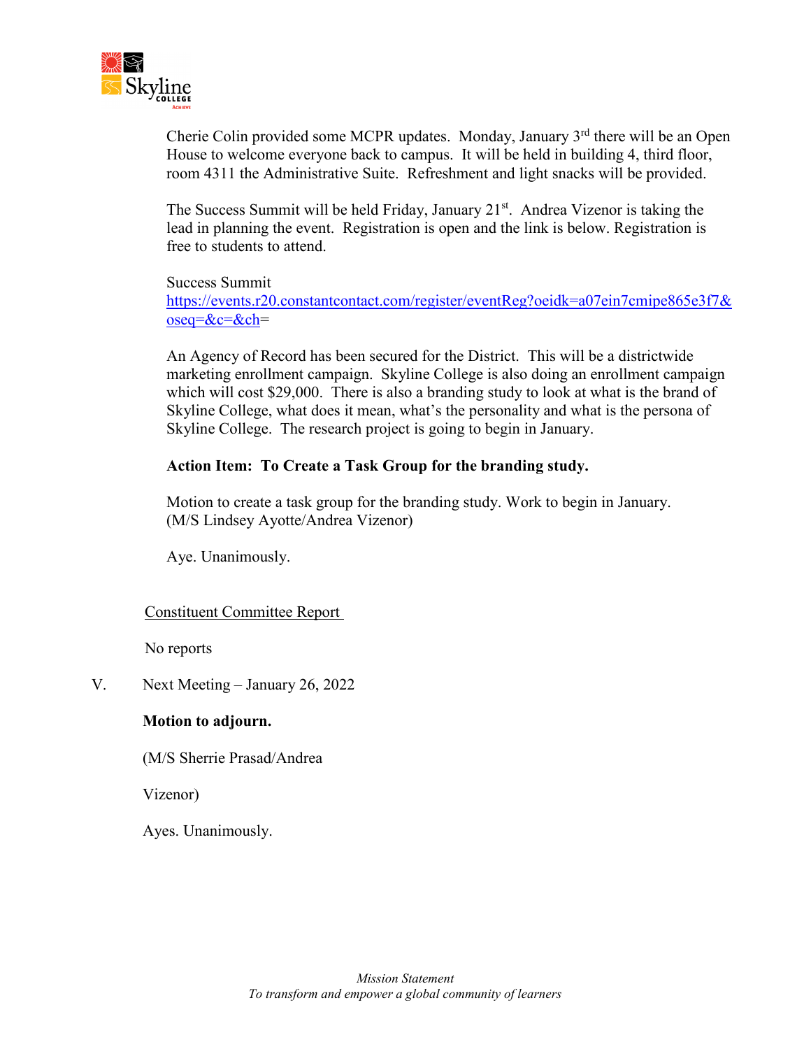Cherie Colin provided some MCPR updates. Monday, January 3rd there will be an Open House to welcome everyone back to campus. It will be held in building 4, third floor, room 4311 the Administrative Suite. Refreshment and light snacks will be provided.

The Success Summit will be held Friday, January 21st. Andrea Vizenor is taking the lead in planning the event. Registration is open and the link is below. Registration is free to students to attend.

Success Summit
[https://events.r20.constantcontact.com/register/eventReg?oeidk=a07ein7cmipe865e3f7&oseq=&c=&ch](https://events.r20.constantcontact.com/register/eventReg?oeidk=a07ein7cmipe865e3f7&oseq=&c=&ch)=

An Agency of Record has been secured for the District. This will be a districtwide marketing enrollment campaign. Skyline College is also doing an enrollment campaign which will cost $29,000. There is also a branding study to look at what is the brand of Skyline College, what does it mean, what's the personality and what is the persona of Skyline College. The research project is going to begin in January.

**Action Item: To Create a Task Group for the branding study.**

Motion to create a task group for the branding study. Work to begin in January. (M/S Lindsey Ayotte/Andrea Vizenor)

Aye. Unanimously.

Constituent Committee Report

No reports

V. Next Meeting – January 26, 2022

**Motion to adjourn.**

(M/S Sherrie Prasad/Andrea Vizenor)

Ayes. Unanimously.

*Mission Statement*
*To transform and empower a global community of learners*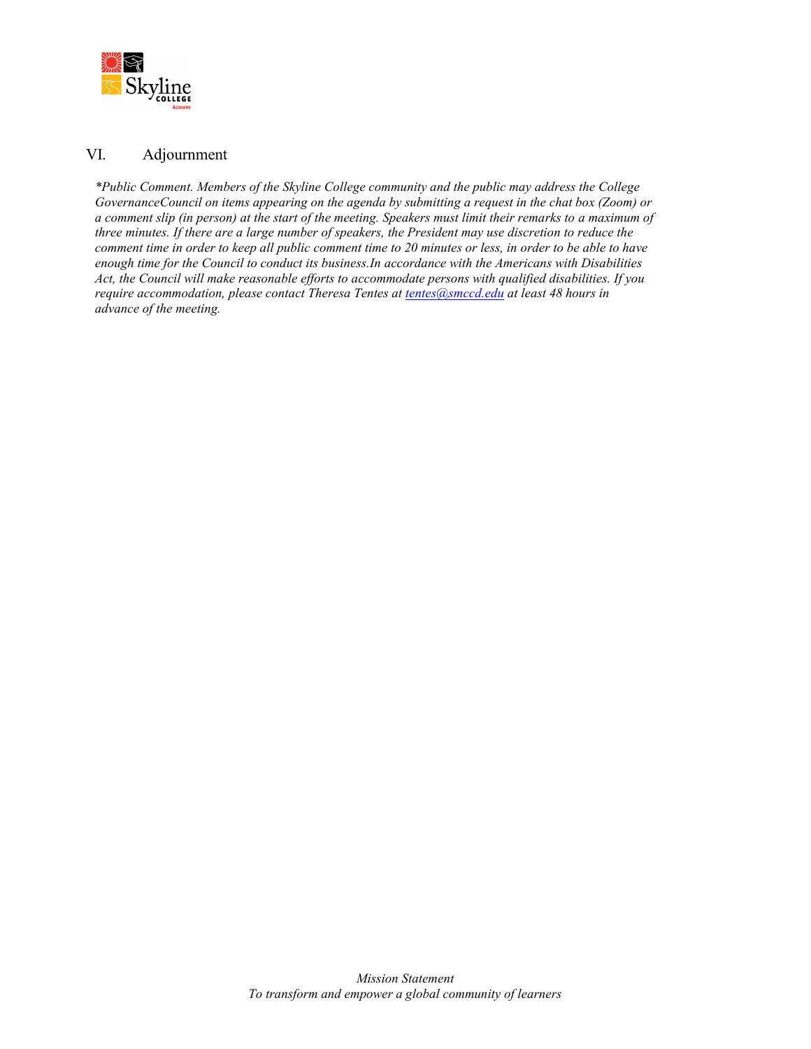## VI. Adjournment

*\*Public Comment. Members of the Skyline College community and the public may address the College GovernanceCouncil on items appearing on the agenda by submitting a request in the chat box (Zoom) or a comment slip (in person) at the start of the meeting. Speakers must limit their remarks to a maximum of three minutes. If there are a large number of speakers, the President may use discretion to reduce the comment time in order to keep all public comment time to 20 minutes or less, in order to be able to have enough time for the Council to conduct its business.In accordance with the Americans with Disabilities Act, the Council will make reasonable efforts to accommodate persons with qualified disabilities. If you require accommodation, please contact Theresa Tentes at [tentes@smccd.edu](mailto:tentes@smccd.edu) at least 48 hours in advance of the meeting.*

*Mission Statement*
*To transform and empower a global community of learners*